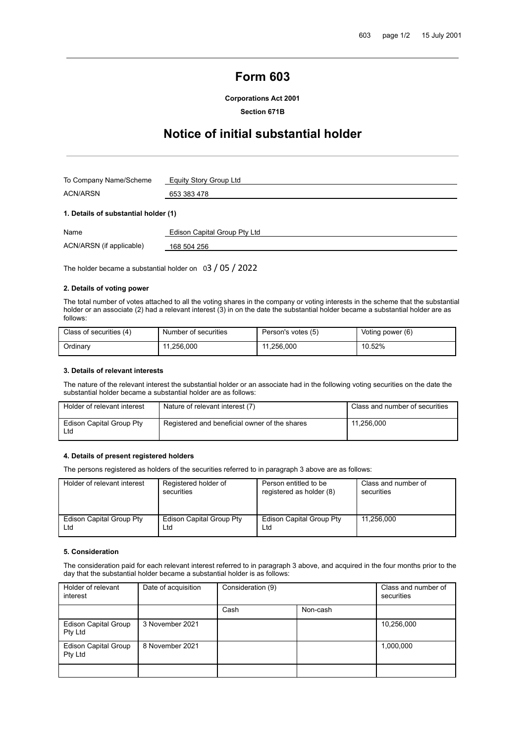# Form 603

**Corporations Act 2001**

**Section 671B**

# Notice of initial substantial holder

| | |
|---|---|
| To Company Name/Scheme | Equity Story Group Ltd |
| ACN/ARSN | 653 383 478 |

### 1. Details of substantial holder (1)

| | |
|---|---|
| Name | Edison Capital Group Pty Ltd |
| ACN/ARSN (if applicable) | 168 504 256 |

The holder became a substantial holder on 03 / 05 / 2022

### 2. Details of voting power

The total number of votes attached to all the voting shares in the company or voting interests in the scheme that the substantial holder or an associate (2) had a relevant interest (3) in on the date the substantial holder became a substantial holder are as follows:

| Class of securities (4) | Number of securities | Person's votes (5) | Voting power (6) |
|---|---|---|---|
| Ordinary | 11,256,000 | 11,256,000 | 10.52% |

### 3. Details of relevant interests

The nature of the relevant interest the substantial holder or an associate had in the following voting securities on the date the substantial holder became a substantial holder are as follows:

| Holder of relevant interest | Nature of relevant interest (7) | Class and number of securities |
|---|---|---|
| Edison Capital Group Pty Ltd | Registered and beneficial owner of the shares | 11,256,000 |

### 4. Details of present registered holders

The persons registered as holders of the securities referred to in paragraph 3 above are as follows:

| Holder of relevant interest | Registered holder of securities | Person entitled to be registered as holder (8) | Class and number of securities |
|---|---|---|---|
| Edison Capital Group Pty Ltd | Edison Capital Group Pty Ltd | Edison Capital Group Pty Ltd | 11,256,000 |

### 5. Consideration

The consideration paid for each relevant interest referred to in paragraph 3 above, and acquired in the four months prior to the day that the substantial holder became a substantial holder is as follows:

| Holder of relevant interest | Date of acquisition | Consideration (9) | | Class and number of securities |
|---|---|---|---|---|
| | | Cash | Non-cash | |
| Edison Capital Group Pty Ltd | 3 November 2021 | | | 10,256,000 |
| Edison Capital Group Pty Ltd | 8 November 2021 | | | 1,000,000 |
| | | | | |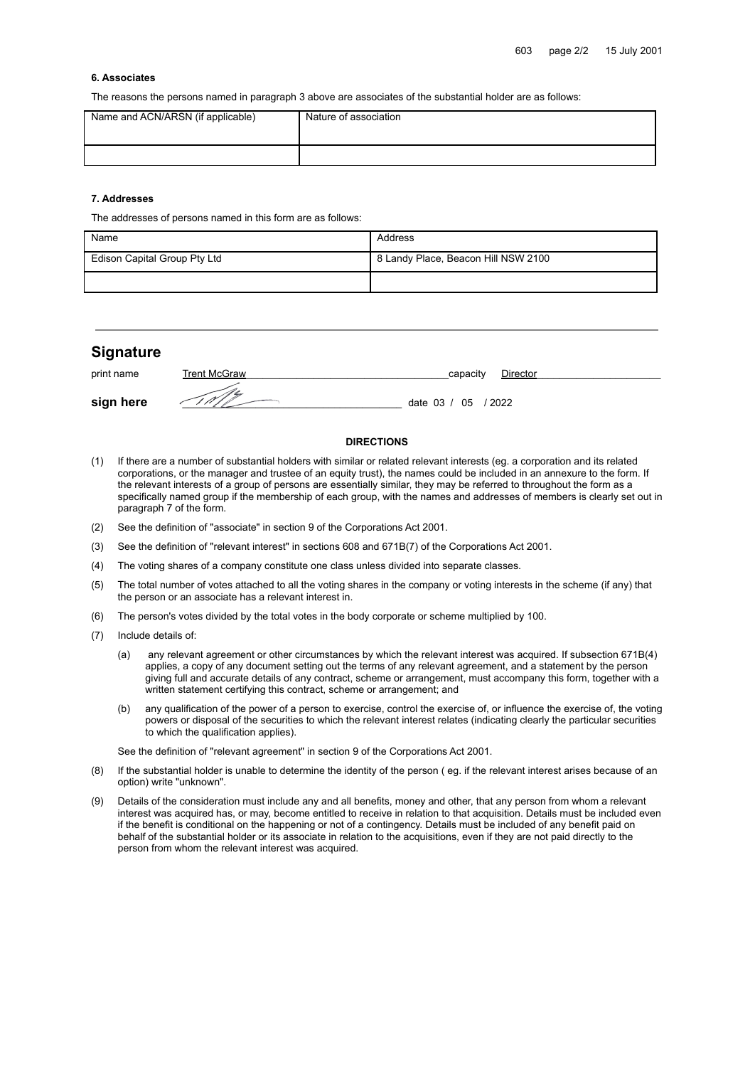#### 6. Associates

The reasons the persons named in paragraph 3 above are associates of the substantial holder are as follows:

| Name and ACN/ARSN (if applicable) | Nature of association |
|---|---|
| | |

#### 7. Addresses

The addresses of persons named in this form are as follows:

| Name | Address |
|---|---|
| Edison Capital Group Pty Ltd | 8 Landy Place, Beacon Hill NSW 2100 |
| | |

## Signature

print name Trent McGraw capacity Director

**sign here** date 03 / 05 / 2022

**DIRECTIONS**

(1) If there are a number of substantial holders with similar or related relevant interests (eg. a corporation and its related corporations, or the manager and trustee of an equity trust), the names could be included in an annexure to the form. If the relevant interests of a group of persons are essentially similar, they may be referred to throughout the form as a specifically named group if the membership of each group, with the names and addresses of members is clearly set out in paragraph 7 of the form.

(2) See the definition of "associate" in section 9 of the Corporations Act 2001.

(3) See the definition of "relevant interest" in sections 608 and 671B(7) of the Corporations Act 2001.

(4) The voting shares of a company constitute one class unless divided into separate classes.

(5) The total number of votes attached to all the voting shares in the company or voting interests in the scheme (if any) that the person or an associate has a relevant interest in.

(6) The person's votes divided by the total votes in the body corporate or scheme multiplied by 100.

(7) Include details of:

(a) any relevant agreement or other circumstances by which the relevant interest was acquired. If subsection 671B(4) applies, a copy of any document setting out the terms of any relevant agreement, and a statement by the person giving full and accurate details of any contract, scheme or arrangement, must accompany this form, together with a written statement certifying this contract, scheme or arrangement; and

(b) any qualification of the power of a person to exercise, control the exercise of, or influence the exercise of, the voting powers or disposal of the securities to which the relevant interest relates (indicating clearly the particular securities to which the qualification applies).

See the definition of "relevant agreement" in section 9 of the Corporations Act 2001.

(8) If the substantial holder is unable to determine the identity of the person ( eg. if the relevant interest arises because of an option) write "unknown".

(9) Details of the consideration must include any and all benefits, money and other, that any person from whom a relevant interest was acquired has, or may, become entitled to receive in relation to that acquisition. Details must be included even if the benefit is conditional on the happening or not of a contingency. Details must be included of any benefit paid on behalf of the substantial holder or its associate in relation to the acquisitions, even if they are not paid directly to the person from whom the relevant interest was acquired.